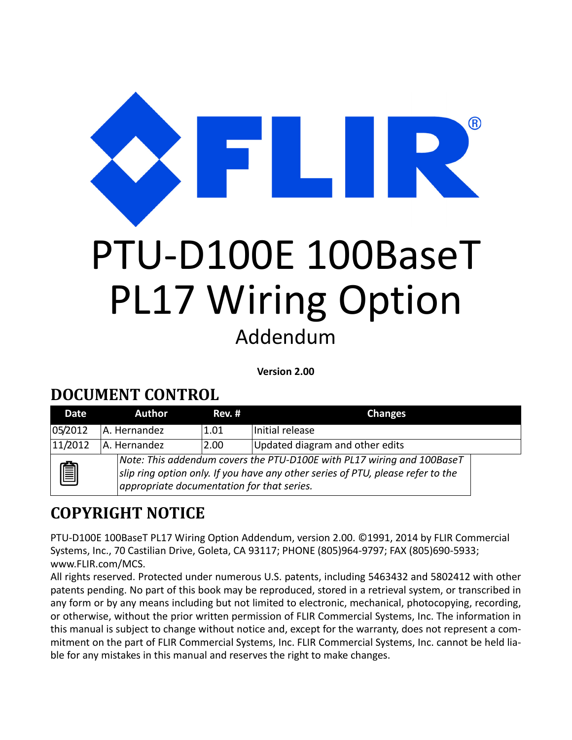# PTU-D100E 100BaseT PL17 Wiring Option

Addendum

**Version 2.00**

## DOCUMENT CONTROL

| Date | Author | Rev. # | Changes |
|---|---|---|---|
| 05/2012 | A. Hernandez | 1.01 | Initial release |
| 11/2012 | A. Hernandez | 2.00 | Updated diagram and other edits |

*Note: This addendum covers the PTU-D100E with PL17 wiring and 100BaseT slip ring option only. If you have any other series of PTU, please refer to the appropriate documentation for that series.*

## COPYRIGHT NOTICE

PTU-D100E 100BaseT PL17 Wiring Option Addendum, version 2.00. ©1991, 2014 by FLIR Commercial Systems, Inc., 70 Castilian Drive, Goleta, CA 93117; PHONE (805)964-9797; FAX (805)690-5933; www.FLIR.com/MCS.

All rights reserved. Protected under numerous U.S. patents, including 5463432 and 5802412 with other patents pending. No part of this book may be reproduced, stored in a retrieval system, or transcribed in any form or by any means including but not limited to electronic, mechanical, photocopying, recording, or otherwise, without the prior written permission of FLIR Commercial Systems, Inc. The information in this manual is subject to change without notice and, except for the warranty, does not represent a commitment on the part of FLIR Commercial Systems, Inc. FLIR Commercial Systems, Inc. cannot be held liable for any mistakes in this manual and reserves the right to make changes.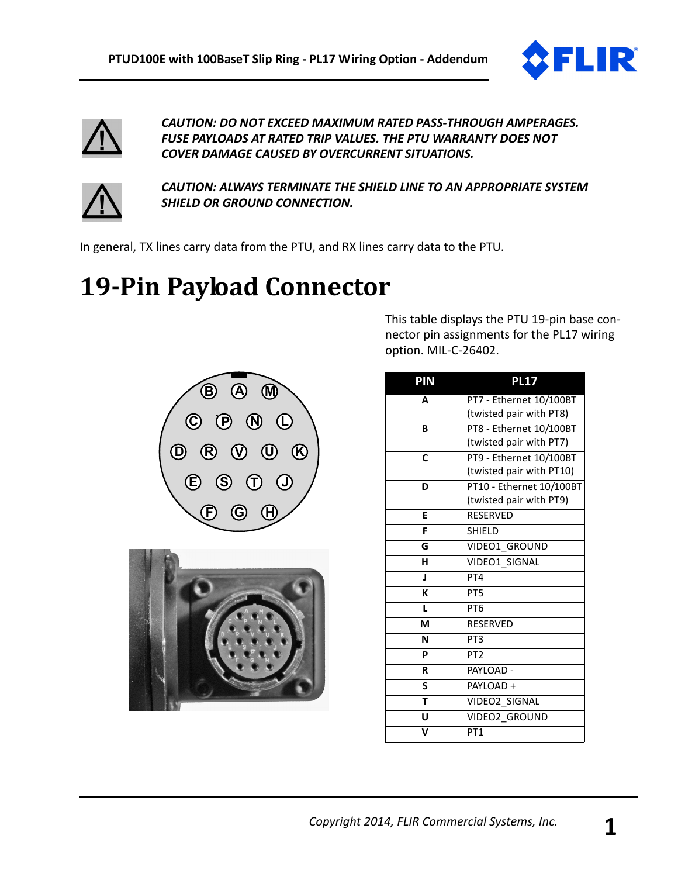*CAUTION: DO NOT EXCEED MAXIMUM RATED PASS-THROUGH AMPERAGES. FUSE PAYLOADS AT RATED TRIP VALUES. THE PTU WARRANTY DOES NOT COVER DAMAGE CAUSED BY OVERCURRENT SITUATIONS.*

*CAUTION: ALWAYS TERMINATE THE SHIELD LINE TO AN APPROPRIATE SYSTEM SHIELD OR GROUND CONNECTION.*

In general, TX lines carry data from the PTU, and RX lines carry data to the PTU.

# 19-Pin Payload Connector

This table displays the PTU 19-pin base connector pin assignments for the PL17 wiring option. MIL-C-26402.

| PIN | PL17 |
|---|---|
| **A** | PT7 - Ethernet 10/100BT (twisted pair with PT8) |
| **B** | PT8 - Ethernet 10/100BT (twisted pair with PT7) |
| **C** | PT9 - Ethernet 10/100BT (twisted pair with PT10) |
| **D** | PT10 - Ethernet 10/100BT (twisted pair with PT9) |
| **E** | RESERVED |
| **F** | SHIELD |
| **G** | VIDEO1_GROUND |
| **H** | VIDEO1_SIGNAL |
| **J** | PT4 |
| **K** | PT5 |
| **L** | PT6 |
| **M** | RESERVED |
| **N** | PT3 |
| **P** | PT2 |
| **R** | PAYLOAD - |
| **S** | PAYLOAD + |
| **T** | VIDEO2_SIGNAL |
| **U** | VIDEO2_GROUND |
| **V** | PT1 |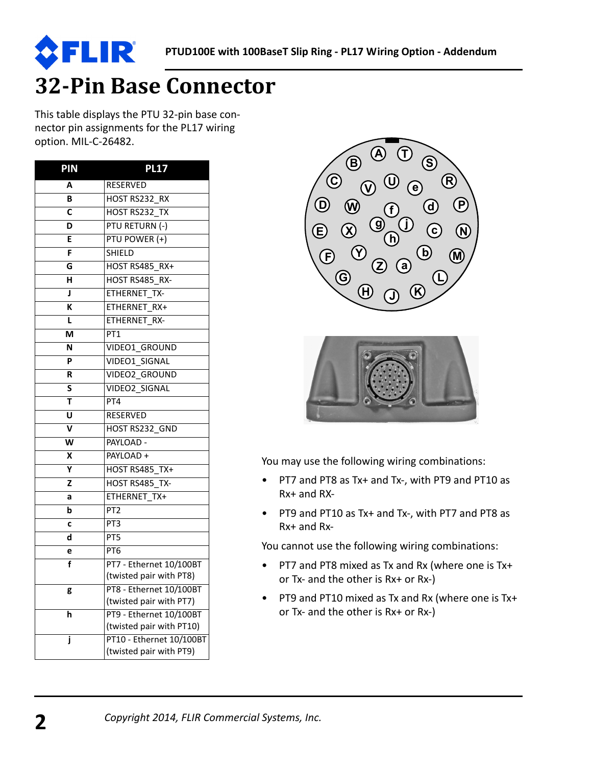# 32-Pin Base Connector

This table displays the PTU 32-pin base connector pin assignments for the PL17 wiring option. MIL-C-26482.

| PIN | PL17 |
|---|---|
| A | RESERVED |
| B | HOST RS232_RX |
| C | HOST RS232_TX |
| D | PTU RETURN (-) |
| E | PTU POWER (+) |
| F | SHIELD |
| G | HOST RS485_RX+ |
| H | HOST RS485_RX- |
| J | ETHERNET_TX- |
| K | ETHERNET_RX+ |
| L | ETHERNET_RX- |
| M | PT1 |
| N | VIDEO1_GROUND |
| P | VIDEO1_SIGNAL |
| R | VIDEO2_GROUND |
| S | VIDEO2_SIGNAL |
| T | PT4 |
| U | RESERVED |
| V | HOST RS232_GND |
| W | PAYLOAD - |
| X | PAYLOAD + |
| Y | HOST RS485_TX+ |
| Z | HOST RS485_TX- |
| a | ETHERNET_TX+ |
| b | PT2 |
| c | PT3 |
| d | PT5 |
| e | PT6 |
| f | PT7 - Ethernet 10/100BT (twisted pair with PT8) |
| g | PT8 - Ethernet 10/100BT (twisted pair with PT7) |
| h | PT9 - Ethernet 10/100BT (twisted pair with PT10) |
| j | PT10 - Ethernet 10/100BT (twisted pair with PT9) |

You may use the following wiring combinations:

- PT7 and PT8 as Tx+ and Tx-, with PT9 and PT10 as Rx+ and RX-
- PT9 and PT10 as Tx+ and Tx-, with PT7 and PT8 as Rx+ and Rx-

You cannot use the following wiring combinations:

- PT7 and PT8 mixed as Tx and Rx (where one is Tx+ or Tx- and the other is Rx+ or Rx-)
- PT9 and PT10 mixed as Tx and Rx (where one is Tx+ or Tx- and the other is Rx+ or Rx-)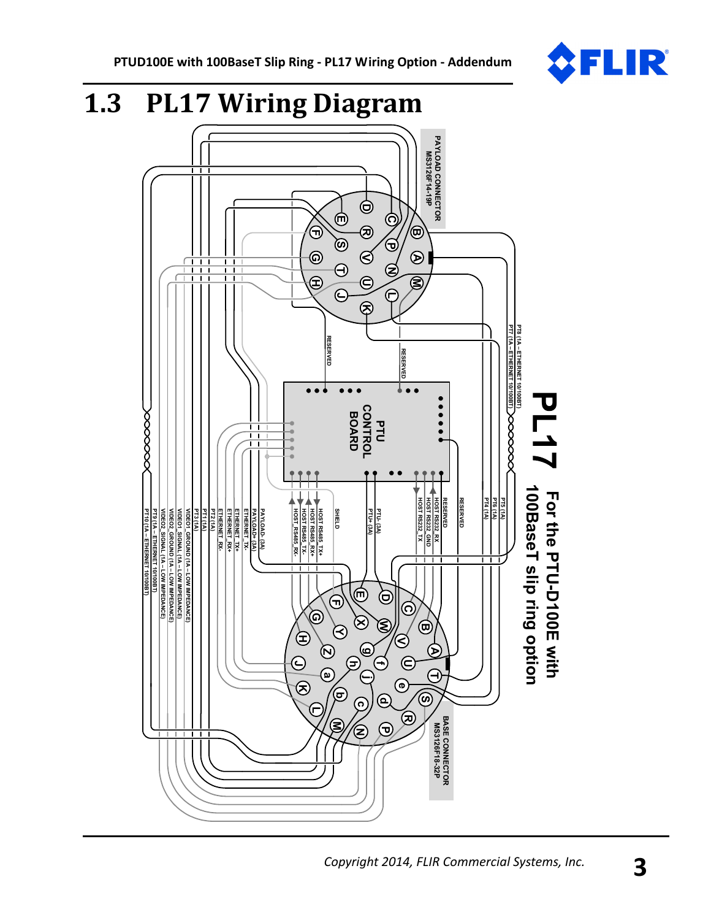## 1.3 PL17 Wiring Diagram

PAYLOAD CONNECTOR
MS3126F14-19P

PL17
For the PTU-D100E with
100BaseT slip ring option

PTU
CONTROL
BOARD

RESERVED

RESERVED

PT8 (1A – ETHERNET 10/100BT)
PT7 (1A – ETHERNET 10/100BT)

PT5 (1A)
PT6 (1A)
PT4 (1A)
RESERVED
RESERVED
HOST RS232_RX
HOST RS232_GND
HOST RS232_TX
PTU- (3A)
PTU+ (3A)
SHIELD
HOST RS485_TX+
HOST RS485_RX+
HOST RS485_TX-
HOST RS485_RX-
PAYLOAD- (3A)
PAYLOAD+ (3A)
ETHERNET_TX-
ETHERNET_TX+
ETHERNET_RX+
ETHERNET_RX-
PT2 (1A)
PT1 (1A)
PT3 (1A)
VIDEO1_GROUND (1A – LOW IMPEDANCE)
VIDEO1_SIGNAL (1A – LOW IMPEDANCE)
VIDEO2_GROUND (1A – LOW IMPEDANCE)
VIDEO2_SIGNAL (1A – LOW IMPEDANCE)
PT9 (1A – ETHERNET 10/100BT)
PT10 (1A – ETHERNET 10/100BT)

BASE CONNECTOR
MS3126F18-32P